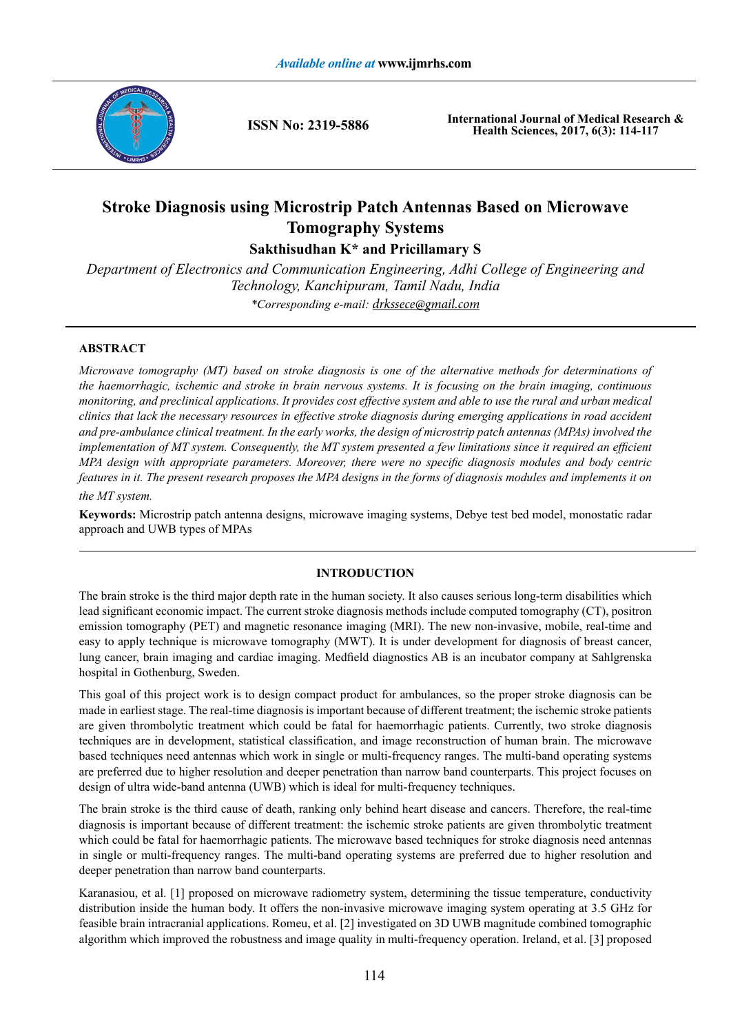# Stroke Diagnosis using Microstrip Patch Antennas Based on Microwave Tomography Systems

**Sakthisudhan K\* and Pricillamary S**

*Department of Electronics and Communication Engineering, Adhi College of Engineering and Technology, Kanchipuram, Tamil Nadu, India*

*\*Corresponding e-mail:* drkssece@gmail.com

## ABSTRACT

*Microwave tomography (MT) based on stroke diagnosis is one of the alternative methods for determinations of the haemorrhagic, ischemic and stroke in brain nervous systems. It is focusing on the brain imaging, continuous monitoring, and preclinical applications. It provides cost effective system and able to use the rural and urban medical clinics that lack the necessary resources in effective stroke diagnosis during emerging applications in road accident and pre-ambulance clinical treatment. In the early works, the design of microstrip patch antennas (MPAs) involved the implementation of MT system. Consequently, the MT system presented a few limitations since it required an efficient MPA design with appropriate parameters. Moreover, there were no specific diagnosis modules and body centric features in it. The present research proposes the MPA designs in the forms of diagnosis modules and implements it on the MT system.*

**Keywords:** Microstrip patch antenna designs, microwave imaging systems, Debye test bed model, monostatic radar approach and UWB types of MPAs

## INTRODUCTION

The brain stroke is the third major depth rate in the human society. It also causes serious long-term disabilities which lead significant economic impact. The current stroke diagnosis methods include computed tomography (CT), positron emission tomography (PET) and magnetic resonance imaging (MRI). The new non-invasive, mobile, real-time and easy to apply technique is microwave tomography (MWT). It is under development for diagnosis of breast cancer, lung cancer, brain imaging and cardiac imaging. Medfield diagnostics AB is an incubator company at Sahlgrenska hospital in Gothenburg, Sweden.

This goal of this project work is to design compact product for ambulances, so the proper stroke diagnosis can be made in earliest stage. The real-time diagnosis is important because of different treatment; the ischemic stroke patients are given thrombolytic treatment which could be fatal for haemorrhagic patients. Currently, two stroke diagnosis techniques are in development, statistical classification, and image reconstruction of human brain. The microwave based techniques need antennas which work in single or multi-frequency ranges. The multi-band operating systems are preferred due to higher resolution and deeper penetration than narrow band counterparts. This project focuses on design of ultra wide-band antenna (UWB) which is ideal for multi-frequency techniques.

The brain stroke is the third cause of death, ranking only behind heart disease and cancers. Therefore, the real-time diagnosis is important because of different treatment: the ischemic stroke patients are given thrombolytic treatment which could be fatal for haemorrhagic patients. The microwave based techniques for stroke diagnosis need antennas in single or multi-frequency ranges. The multi-band operating systems are preferred due to higher resolution and deeper penetration than narrow band counterparts.

Karanasiou, et al. [1] proposed on microwave radiometry system, determining the tissue temperature, conductivity distribution inside the human body. It offers the non-invasive microwave imaging system operating at 3.5 GHz for feasible brain intracranial applications. Romeu, et al. [2] investigated on 3D UWB magnitude combined tomographic algorithm which improved the robustness and image quality in multi-frequency operation. Ireland, et al. [3] proposed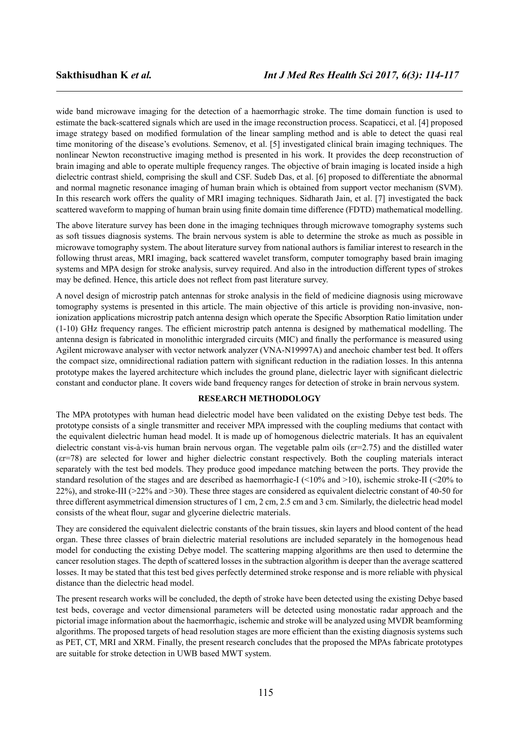wide band microwave imaging for the detection of a haemorrhagic stroke. The time domain function is used to estimate the back-scattered signals which are used in the image reconstruction process. Scapaticci, et al. [4] proposed image strategy based on modified formulation of the linear sampling method and is able to detect the quasi real time monitoring of the disease's evolutions. Semenov, et al. [5] investigated clinical brain imaging techniques. The nonlinear Newton reconstructive imaging method is presented in his work. It provides the deep reconstruction of brain imaging and able to operate multiple frequency ranges. The objective of brain imaging is located inside a high dielectric contrast shield, comprising the skull and CSF. Sudeb Das, et al. [6] proposed to differentiate the abnormal and normal magnetic resonance imaging of human brain which is obtained from support vector mechanism (SVM). In this research work offers the quality of MRI imaging techniques. Sidharath Jain, et al. [7] investigated the back scattered waveform to mapping of human brain using finite domain time difference (FDTD) mathematical modelling.

The above literature survey has been done in the imaging techniques through microwave tomography systems such as soft tissues diagnosis systems. The brain nervous system is able to determine the stroke as much as possible in microwave tomography system. The about literature survey from national authors is familiar interest to research in the following thrust areas, MRI imaging, back scattered wavelet transform, computer tomography based brain imaging systems and MPA design for stroke analysis, survey required. And also in the introduction different types of strokes may be defined. Hence, this article does not reflect from past literature survey.

A novel design of microstrip patch antennas for stroke analysis in the field of medicine diagnosis using microwave tomography systems is presented in this article. The main objective of this article is providing non-invasive, non-ionization applications microstrip patch antenna design which operate the Specific Absorption Ratio limitation under (1-10) GHz frequency ranges. The efficient microstrip patch antenna is designed by mathematical modelling. The antenna design is fabricated in monolithic intergraded circuits (MIC) and finally the performance is measured using Agilent microwave analyser with vector network analyzer (VNA-N19997A) and anechoic chamber test bed. It offers the compact size, omnidirectional radiation pattern with significant reduction in the radiation losses. In this antenna prototype makes the layered architecture which includes the ground plane, dielectric layer with significant dielectric constant and conductor plane. It covers wide band frequency ranges for detection of stroke in brain nervous system.

## RESEARCH METHODOLOGY

The MPA prototypes with human head dielectric model have been validated on the existing Debye test beds. The prototype consists of a single transmitter and receiver MPA impressed with the coupling mediums that contact with the equivalent dielectric human head model. It is made up of homogenous dielectric materials. It has an equivalent dielectric constant vis-à-vis human brain nervous organ. The vegetable palm oils ($\varepsilon r=2.75$) and the distilled water ($\varepsilon r=78$) are selected for lower and higher dielectric constant respectively. Both the coupling materials interact separately with the test bed models. They produce good impedance matching between the ports. They provide the standard resolution of the stages and are described as haemorrhagic-I (<10% and >10), ischemic stroke-II (<20% to 22%), and stroke-III (>22% and >30). These three stages are considered as equivalent dielectric constant of 40-50 for three different asymmetrical dimension structures of 1 cm, 2 cm, 2.5 cm and 3 cm. Similarly, the dielectric head model consists of the wheat flour, sugar and glycerine dielectric materials.

They are considered the equivalent dielectric constants of the brain tissues, skin layers and blood content of the head organ. These three classes of brain dielectric material resolutions are included separately in the homogenous head model for conducting the existing Debye model. The scattering mapping algorithms are then used to determine the cancer resolution stages. The depth of scattered losses in the subtraction algorithm is deeper than the average scattered losses. It may be stated that this test bed gives perfectly determined stroke response and is more reliable with physical distance than the dielectric head model.

The present research works will be concluded, the depth of stroke have been detected using the existing Debye based test beds, coverage and vector dimensional parameters will be detected using monostatic radar approach and the pictorial image information about the haemorrhagic, ischemic and stroke will be analyzed using MVDR beamforming algorithms. The proposed targets of head resolution stages are more efficient than the existing diagnosis systems such as PET, CT, MRI and XRM. Finally, the present research concludes that the proposed the MPAs fabricate prototypes are suitable for stroke detection in UWB based MWT system.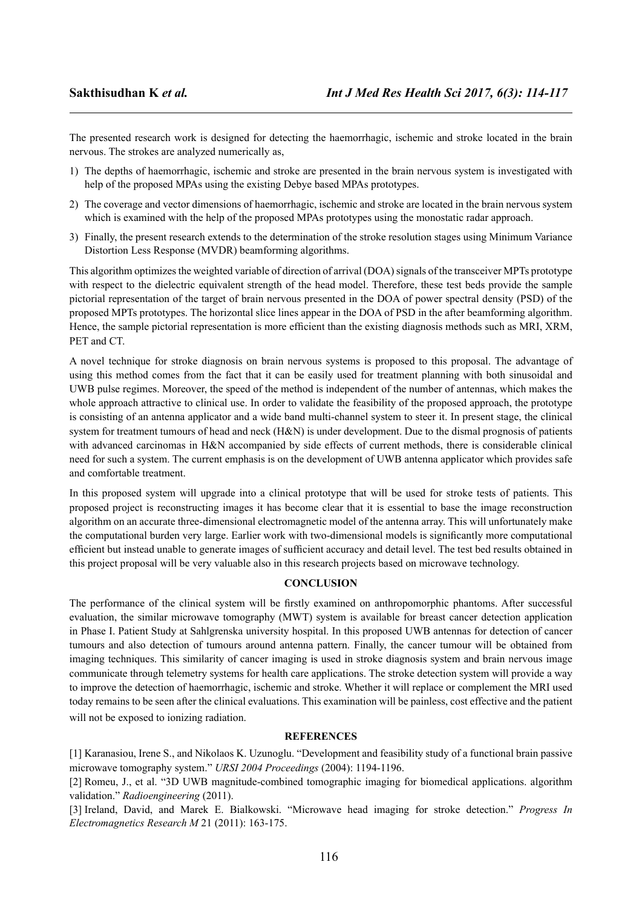The presented research work is designed for detecting the haemorrhagic, ischemic and stroke located in the brain nervous. The strokes are analyzed numerically as,

1) The depths of haemorrhagic, ischemic and stroke are presented in the brain nervous system is investigated with help of the proposed MPAs using the existing Debye based MPAs prototypes.
2) The coverage and vector dimensions of haemorrhagic, ischemic and stroke are located in the brain nervous system which is examined with the help of the proposed MPAs prototypes using the monostatic radar approach.
3) Finally, the present research extends to the determination of the stroke resolution stages using Minimum Variance Distortion Less Response (MVDR) beamforming algorithms.

This algorithm optimizes the weighted variable of direction of arrival (DOA) signals of the transceiver MPTs prototype with respect to the dielectric equivalent strength of the head model. Therefore, these test beds provide the sample pictorial representation of the target of brain nervous presented in the DOA of power spectral density (PSD) of the proposed MPTs prototypes. The horizontal slice lines appear in the DOA of PSD in the after beamforming algorithm. Hence, the sample pictorial representation is more efficient than the existing diagnosis methods such as MRI, XRM, PET and CT.

A novel technique for stroke diagnosis on brain nervous systems is proposed to this proposal. The advantage of using this method comes from the fact that it can be easily used for treatment planning with both sinusoidal and UWB pulse regimes. Moreover, the speed of the method is independent of the number of antennas, which makes the whole approach attractive to clinical use. In order to validate the feasibility of the proposed approach, the prototype is consisting of an antenna applicator and a wide band multi-channel system to steer it. In present stage, the clinical system for treatment tumours of head and neck (H&N) is under development. Due to the dismal prognosis of patients with advanced carcinomas in H&N accompanied by side effects of current methods, there is considerable clinical need for such a system. The current emphasis is on the development of UWB antenna applicator which provides safe and comfortable treatment.

In this proposed system will upgrade into a clinical prototype that will be used for stroke tests of patients. This proposed project is reconstructing images it has become clear that it is essential to base the image reconstruction algorithm on an accurate three-dimensional electromagnetic model of the antenna array. This will unfortunately make the computational burden very large. Earlier work with two-dimensional models is significantly more computational efficient but instead unable to generate images of sufficient accuracy and detail level. The test bed results obtained in this project proposal will be very valuable also in this research projects based on microwave technology.

## CONCLUSION

The performance of the clinical system will be firstly examined on anthropomorphic phantoms. After successful evaluation, the similar microwave tomography (MWT) system is available for breast cancer detection application in Phase I. Patient Study at Sahlgrenska university hospital. In this proposed UWB antennas for detection of cancer tumours and also detection of tumours around antenna pattern. Finally, the cancer tumour will be obtained from imaging techniques. This similarity of cancer imaging is used in stroke diagnosis system and brain nervous image communicate through telemetry systems for health care applications. The stroke detection system will provide a way to improve the detection of haemorrhagic, ischemic and stroke. Whether it will replace or complement the MRI used today remains to be seen after the clinical evaluations. This examination will be painless, cost effective and the patient will not be exposed to ionizing radiation.

## REFERENCES

[1] Karanasiou, Irene S., and Nikolaos K. Uzunoglu. "Development and feasibility study of a functional brain passive microwave tomography system." *URSI 2004 Proceedings* (2004): 1194-1196.

[2] Romeu, J., et al. "3D UWB magnitude-combined tomographic imaging for biomedical applications. algorithm validation." *Radioengineering* (2011).

[3] Ireland, David, and Marek E. Bialkowski. "Microwave head imaging for stroke detection." *Progress In Electromagnetics Research M* 21 (2011): 163-175.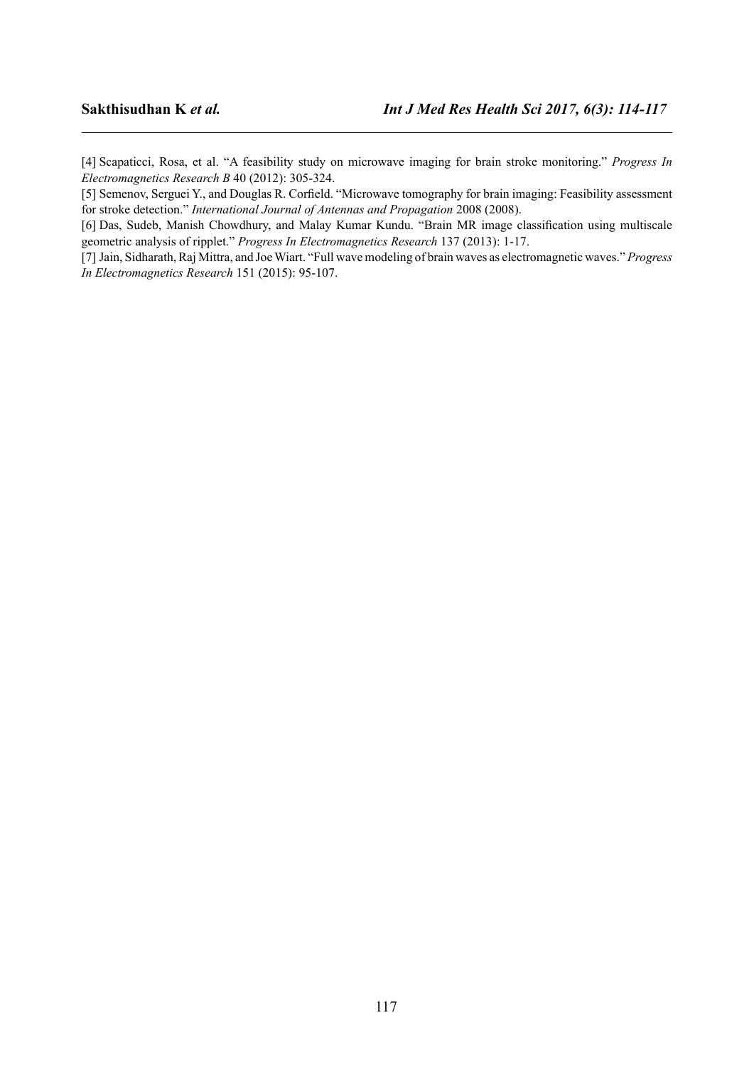[4] Scapaticci, Rosa, et al. "A feasibility study on microwave imaging for brain stroke monitoring." *Progress In Electromagnetics Research B* 40 (2012): 305-324.

[5] Semenov, Serguei Y., and Douglas R. Corfield. "Microwave tomography for brain imaging: Feasibility assessment for stroke detection." *International Journal of Antennas and Propagation* 2008 (2008).

[6] Das, Sudeb, Manish Chowdhury, and Malay Kumar Kundu. "Brain MR image classification using multiscale geometric analysis of ripplet." *Progress In Electromagnetics Research* 137 (2013): 1-17.

[7] Jain, Sidharath, Raj Mittra, and Joe Wiart. "Full wave modeling of brain waves as electromagnetic waves." *Progress In Electromagnetics Research* 151 (2015): 95-107.